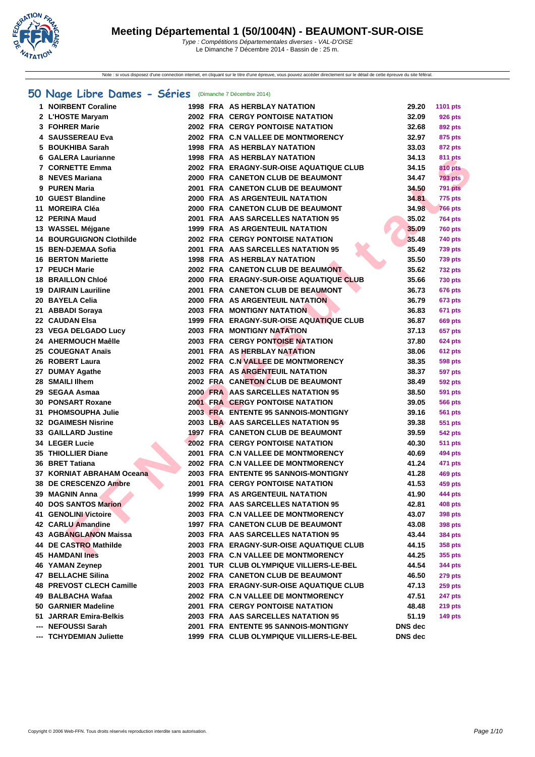# Meeting Départemental 1 (50/1004N) - BEAUMONT-SUR-OISE

*Type : Compétitions Départementales diverses - VAL-D'OISE*
Le Dimanche 7 Décembre 2014 - Bassin de : 25 m.

Note : si vous disposez d'une connexion internet, en cliquant sur le titre d'une épreuve, vous pouvez accéder directement sur le détail de cette épreuve du site féféral.

## 50 Nage Libre Dames - Séries (Dimanche 7 Décembre 2014)

| | Nom | Année | Nat. | Club | Temps | Points |
|---|---|---|---|---|---|---|
| 1 | NOIRBENT Coraline | 1998 | FRA | AS HERBLAY NATATION | 29.20 | 1101 pts |
| 2 | L'HOSTE Maryam | 2002 | FRA | CERGY PONTOISE NATATION | 32.09 | 926 pts |
| 3 | FOHRER Marie | 2002 | FRA | CERGY PONTOISE NATATION | 32.68 | 892 pts |
| 4 | SAUSSEREAU Eva | 2002 | FRA | C.N VALLEE DE MONTMORENCY | 32.97 | 875 pts |
| 5 | BOUKHIBA Sarah | 1998 | FRA | AS HERBLAY NATATION | 33.03 | 872 pts |
| 6 | GALERA Laurianne | 1998 | FRA | AS HERBLAY NATATION | 34.13 | 811 pts |
| 7 | CORNETTE Emma | 2002 | FRA | ERAGNY-SUR-OISE AQUATIQUE CLUB | 34.15 | 810 pts |
| 8 | NEVES Mariana | 2000 | FRA | CANETON CLUB DE BEAUMONT | 34.47 | 793 pts |
| 9 | PUREN Maria | 2001 | FRA | CANETON CLUB DE BEAUMONT | 34.50 | 791 pts |
| 10 | GUEST Blandine | 2000 | FRA | AS ARGENTEUIL NATATION | 34.81 | 775 pts |
| 11 | MOREIRA Cléa | 2000 | FRA | CANETON CLUB DE BEAUMONT | 34.98 | 766 pts |
| 12 | PERINA Maud | 2001 | FRA | AAS SARCELLES NATATION 95 | 35.02 | 764 pts |
| 13 | WASSEL Méjgane | 1999 | FRA | AS ARGENTEUIL NATATION | 35.09 | 760 pts |
| 14 | BOURGUIGNON Clothilde | 2002 | FRA | CERGY PONTOISE NATATION | 35.48 | 740 pts |
| 15 | BEN-DJEMAA Sofia | 2001 | FRA | AAS SARCELLES NATATION 95 | 35.49 | 739 pts |
| 16 | BERTON Mariette | 1998 | FRA | AS HERBLAY NATATION | 35.50 | 739 pts |
| 17 | PEUCH Marie | 2002 | FRA | CANETON CLUB DE BEAUMONT | 35.62 | 732 pts |
| 18 | BRAILLON Chloé | 2000 | FRA | ERAGNY-SUR-OISE AQUATIQUE CLUB | 35.66 | 730 pts |
| 19 | DAIRAIN Lauriline | 2001 | FRA | CANETON CLUB DE BEAUMONT | 36.73 | 676 pts |
| 20 | BAYELA Celia | 2000 | FRA | AS ARGENTEUIL NATATION | 36.79 | 673 pts |
| 21 | ABBADI Soraya | 2003 | FRA | MONTIGNY NATATION | 36.83 | 671 pts |
| 22 | CAUDAN Elsa | 1999 | FRA | ERAGNY-SUR-OISE AQUATIQUE CLUB | 36.87 | 669 pts |
| 23 | VEGA DELGADO Lucy | 2003 | FRA | MONTIGNY NATATION | 37.13 | 657 pts |
| 24 | AHERMOUCH Maêlle | 2003 | FRA | CERGY PONTOISE NATATION | 37.80 | 624 pts |
| 25 | COUEGNAT Anaïs | 2001 | FRA | AS HERBLAY NATATION | 38.06 | 612 pts |
| 26 | ROBERT Laura | 2002 | FRA | C.N VALLEE DE MONTMORENCY | 38.35 | 598 pts |
| 27 | DUMAY Agathe | 2003 | FRA | AS ARGENTEUIL NATATION | 38.37 | 597 pts |
| 28 | SMAILI Ilhem | 2002 | FRA | CANETON CLUB DE BEAUMONT | 38.49 | 592 pts |
| 29 | SEGAA Asmaa | 2000 | FRA | AAS SARCELLES NATATION 95 | 38.50 | 591 pts |
| 30 | PONSART Roxane | 2001 | FRA | CERGY PONTOISE NATATION | 39.05 | 566 pts |
| 31 | PHOMSOUPHA Julie | 2003 | FRA | ENTENTE 95 SANNOIS-MONTIGNY | 39.16 | 561 pts |
| 32 | DGAIMESH Nisrine | 2003 | LBA | AAS SARCELLES NATATION 95 | 39.38 | 551 pts |
| 33 | GAILLARD Justine | 1997 | FRA | CANETON CLUB DE BEAUMONT | 39.59 | 542 pts |
| 34 | LEGER Lucie | 2002 | FRA | CERGY PONTOISE NATATION | 40.30 | 511 pts |
| 35 | THIOLLIER Diane | 2001 | FRA | C.N VALLEE DE MONTMORENCY | 40.69 | 494 pts |
| 36 | BRET Tatiana | 2002 | FRA | C.N VALLEE DE MONTMORENCY | 41.24 | 471 pts |
| 37 | KORNIAT ABRAHAM Oceana | 2003 | FRA | ENTENTE 95 SANNOIS-MONTIGNY | 41.28 | 469 pts |
| 38 | DE CRESCENZO Ambre | 2001 | FRA | CERGY PONTOISE NATATION | 41.53 | 459 pts |
| 39 | MAGNIN Anna | 1999 | FRA | AS ARGENTEUIL NATATION | 41.90 | 444 pts |
| 40 | DOS SANTOS Marion | 2002 | FRA | AAS SARCELLES NATATION 95 | 42.81 | 408 pts |
| 41 | GENOLINI Victoire | 2003 | FRA | C.N VALLEE DE MONTMORENCY | 43.07 | 398 pts |
| 42 | CARLU Amandine | 1997 | FRA | CANETON CLUB DE BEAUMONT | 43.08 | 398 pts |
| 43 | AGBANGLANON Maissa | 2003 | FRA | AAS SARCELLES NATATION 95 | 43.44 | 384 pts |
| 44 | DE CASTRO Mathilde | 2003 | FRA | ERAGNY-SUR-OISE AQUATIQUE CLUB | 44.15 | 358 pts |
| 45 | HAMDANI Ines | 2003 | FRA | C.N VALLEE DE MONTMORENCY | 44.25 | 355 pts |
| 46 | YAMAN Zeynep | 2001 | TUR | CLUB OLYMPIQUE VILLIERS-LE-BEL | 44.54 | 344 pts |
| 47 | BELLACHE Silina | 2002 | FRA | CANETON CLUB DE BEAUMONT | 46.50 | 279 pts |
| 48 | PREVOST CLECH Camille | 2003 | FRA | ERAGNY-SUR-OISE AQUATIQUE CLUB | 47.13 | 259 pts |
| 49 | BALBACHA Wafaa | 2002 | FRA | C.N VALLEE DE MONTMORENCY | 47.51 | 247 pts |
| 50 | GARNIER Madeline | 2001 | FRA | CERGY PONTOISE NATATION | 48.48 | 219 pts |
| 51 | JARRAR Emira-Belkis | 2003 | FRA | AAS SARCELLES NATATION 95 | 51.19 | 149 pts |
| --- | NEFOUSSI Sarah | 2001 | FRA | ENTENTE 95 SANNOIS-MONTIGNY | DNS dec | |
| --- | TCHYDEMIAN Juliette | 1999 | FRA | CLUB OLYMPIQUE VILLIERS-LE-BEL | DNS dec | |

Copyright © 2006 Web-FFN. Tous droits réservés reproduction interdite sans autorisation.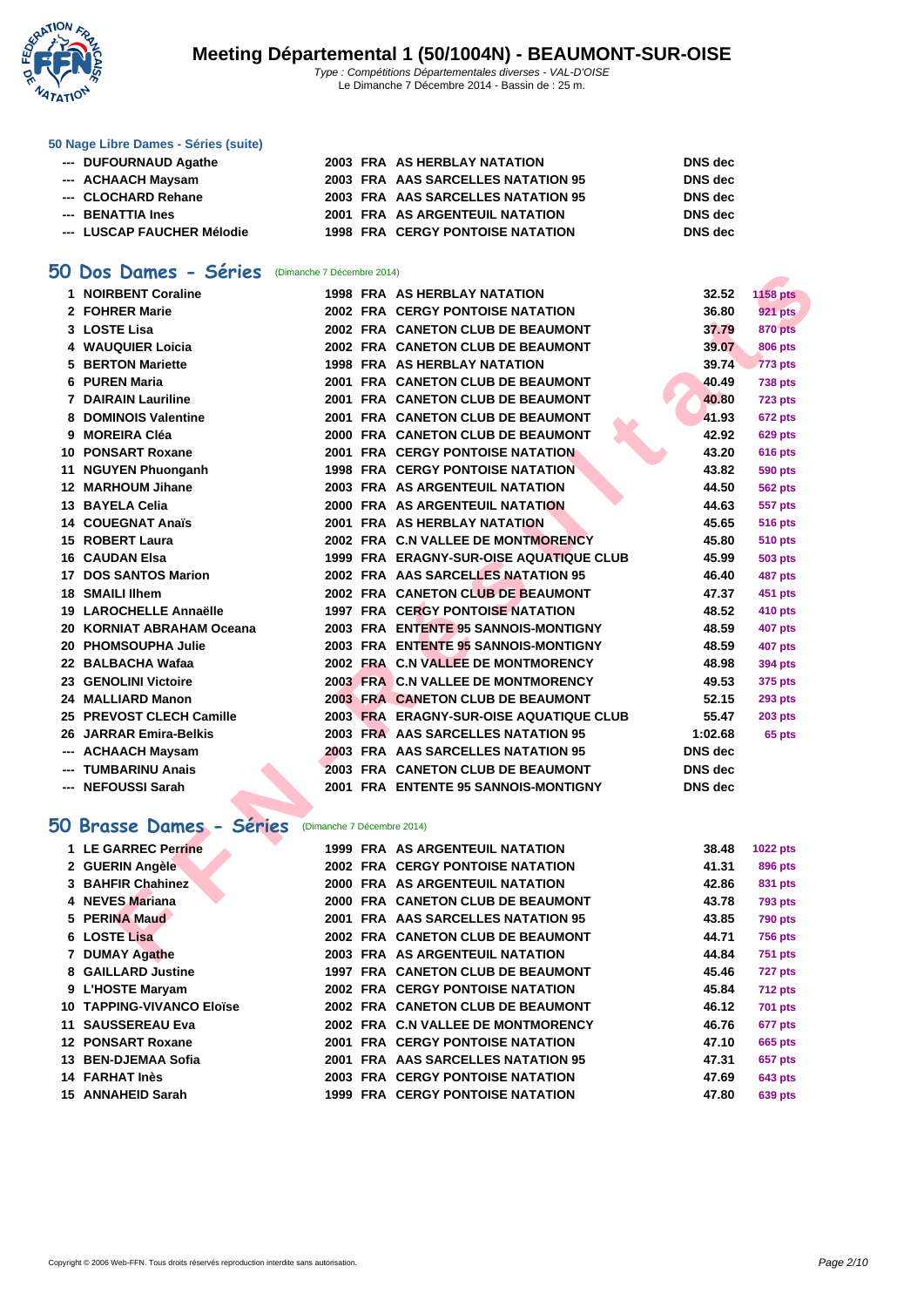# Meeting Départemental 1 (50/1004N) - BEAUMONT-SUR-OISE

*Type : Compétitions Départementales diverses - VAL-D'OISE*
Le Dimanche 7 Décembre 2014 - Bassin de : 25 m.

### 50 Nage Libre Dames - Séries (suite)

| | | | | | | |
|---|---|---|---|---|---|---|
| --- | DUFOURNAUD Agathe | 2003 | FRA | AS HERBLAY NATATION | DNS dec | |
| --- | ACHAACH Maysam | 2003 | FRA | AAS SARCELLES NATATION 95 | DNS dec | |
| --- | CLOCHARD Rehane | 2003 | FRA | AAS SARCELLES NATATION 95 | DNS dec | |
| --- | BENATTIA Ines | 2001 | FRA | AS ARGENTEUIL NATATION | DNS dec | |
| --- | LUSCAP FAUCHER Mélodie | 1998 | FRA | CERGY PONTOISE NATATION | DNS dec | |

## 50 Dos Dames - Séries (Dimanche 7 Décembre 2014)

| | | | | | | |
|---|---|---|---|---|---|---|
| 1 | NOIRBENT Coraline | 1998 | FRA | AS HERBLAY NATATION | 32.52 | 1158 pts |
| 2 | FOHRER Marie | 2002 | FRA | CERGY PONTOISE NATATION | 36.80 | 921 pts |
| 3 | LOSTE Lisa | 2002 | FRA | CANETON CLUB DE BEAUMONT | 37.79 | 870 pts |
| 4 | WAUQUIER Loicia | 2002 | FRA | CANETON CLUB DE BEAUMONT | 39.07 | 806 pts |
| 5 | BERTON Mariette | 1998 | FRA | AS HERBLAY NATATION | 39.74 | 773 pts |
| 6 | PUREN Maria | 2001 | FRA | CANETON CLUB DE BEAUMONT | 40.49 | 738 pts |
| 7 | DAIRAIN Lauriline | 2001 | FRA | CANETON CLUB DE BEAUMONT | 40.80 | 723 pts |
| 8 | DOMINOIS Valentine | 2001 | FRA | CANETON CLUB DE BEAUMONT | 41.93 | 672 pts |
| 9 | MOREIRA Cléa | 2000 | FRA | CANETON CLUB DE BEAUMONT | 42.92 | 629 pts |
| 10 | PONSART Roxane | 2001 | FRA | CERGY PONTOISE NATATION | 43.20 | 616 pts |
| 11 | NGUYEN Phuonganh | 1998 | FRA | CERGY PONTOISE NATATION | 43.82 | 590 pts |
| 12 | MARHOUM Jihane | 2003 | FRA | AS ARGENTEUIL NATATION | 44.50 | 562 pts |
| 13 | BAYELA Celia | 2000 | FRA | AS ARGENTEUIL NATATION | 44.63 | 557 pts |
| 14 | COUEGNAT Anaïs | 2001 | FRA | AS HERBLAY NATATION | 45.65 | 516 pts |
| 15 | ROBERT Laura | 2002 | FRA | C.N VALLEE DE MONTMORENCY | 45.80 | 510 pts |
| 16 | CAUDAN Elsa | 1999 | FRA | ERAGNY-SUR-OISE AQUATIQUE CLUB | 45.99 | 503 pts |
| 17 | DOS SANTOS Marion | 2002 | FRA | AAS SARCELLES NATATION 95 | 46.40 | 487 pts |
| 18 | SMAILI Ilhem | 2002 | FRA | CANETON CLUB DE BEAUMONT | 47.37 | 451 pts |
| 19 | LAROCHELLE Annaëlle | 1997 | FRA | CERGY PONTOISE NATATION | 48.52 | 410 pts |
| 20 | KORNIAT ABRAHAM Oceana | 2003 | FRA | ENTENTE 95 SANNOIS-MONTIGNY | 48.59 | 407 pts |
| 20 | PHOMSOUPHA Julie | 2003 | FRA | ENTENTE 95 SANNOIS-MONTIGNY | 48.59 | 407 pts |
| 22 | BALBACHA Wafaa | 2002 | FRA | C.N VALLEE DE MONTMORENCY | 48.98 | 394 pts |
| 23 | GENOLINI Victoire | 2003 | FRA | C.N VALLEE DE MONTMORENCY | 49.53 | 375 pts |
| 24 | MALLIARD Manon | 2003 | FRA | CANETON CLUB DE BEAUMONT | 52.15 | 293 pts |
| 25 | PREVOST CLECH Camille | 2003 | FRA | ERAGNY-SUR-OISE AQUATIQUE CLUB | 55.47 | 203 pts |
| 26 | JARRAR Emira-Belkis | 2003 | FRA | AAS SARCELLES NATATION 95 | 1:02.68 | 65 pts |
| --- | ACHAACH Maysam | 2003 | FRA | AAS SARCELLES NATATION 95 | DNS dec | |
| --- | TUMBARINU Anais | 2003 | FRA | CANETON CLUB DE BEAUMONT | DNS dec | |
| --- | NEFOUSSI Sarah | 2001 | FRA | ENTENTE 95 SANNOIS-MONTIGNY | DNS dec | |

## 50 Brasse Dames - Séries (Dimanche 7 Décembre 2014)

| | | | | | | |
|---|---|---|---|---|---|---|
| 1 | LE GARREC Perrine | 1999 | FRA | AS ARGENTEUIL NATATION | 38.48 | 1022 pts |
| 2 | GUERIN Angèle | 2002 | FRA | CERGY PONTOISE NATATION | 41.31 | 896 pts |
| 3 | BAHFIR Chahinez | 2000 | FRA | AS ARGENTEUIL NATATION | 42.86 | 831 pts |
| 4 | NEVES Mariana | 2000 | FRA | CANETON CLUB DE BEAUMONT | 43.78 | 793 pts |
| 5 | PERINA Maud | 2001 | FRA | AAS SARCELLES NATATION 95 | 43.85 | 790 pts |
| 6 | LOSTE Lisa | 2002 | FRA | CANETON CLUB DE BEAUMONT | 44.71 | 756 pts |
| 7 | DUMAY Agathe | 2003 | FRA | AS ARGENTEUIL NATATION | 44.84 | 751 pts |
| 8 | GAILLARD Justine | 1997 | FRA | CANETON CLUB DE BEAUMONT | 45.46 | 727 pts |
| 9 | L'HOSTE Maryam | 2002 | FRA | CERGY PONTOISE NATATION | 45.84 | 712 pts |
| 10 | TAPPING-VIVANCO Eloïse | 2002 | FRA | CANETON CLUB DE BEAUMONT | 46.12 | 701 pts |
| 11 | SAUSSEREAU Eva | 2002 | FRA | C.N VALLEE DE MONTMORENCY | 46.76 | 677 pts |
| 12 | PONSART Roxane | 2001 | FRA | CERGY PONTOISE NATATION | 47.10 | 665 pts |
| 13 | BEN-DJEMAA Sofia | 2001 | FRA | AAS SARCELLES NATATION 95 | 47.31 | 657 pts |
| 14 | FARHAT Inès | 2003 | FRA | CERGY PONTOISE NATATION | 47.69 | 643 pts |
| 15 | ANNAHEID Sarah | 1999 | FRA | CERGY PONTOISE NATATION | 47.80 | 639 pts |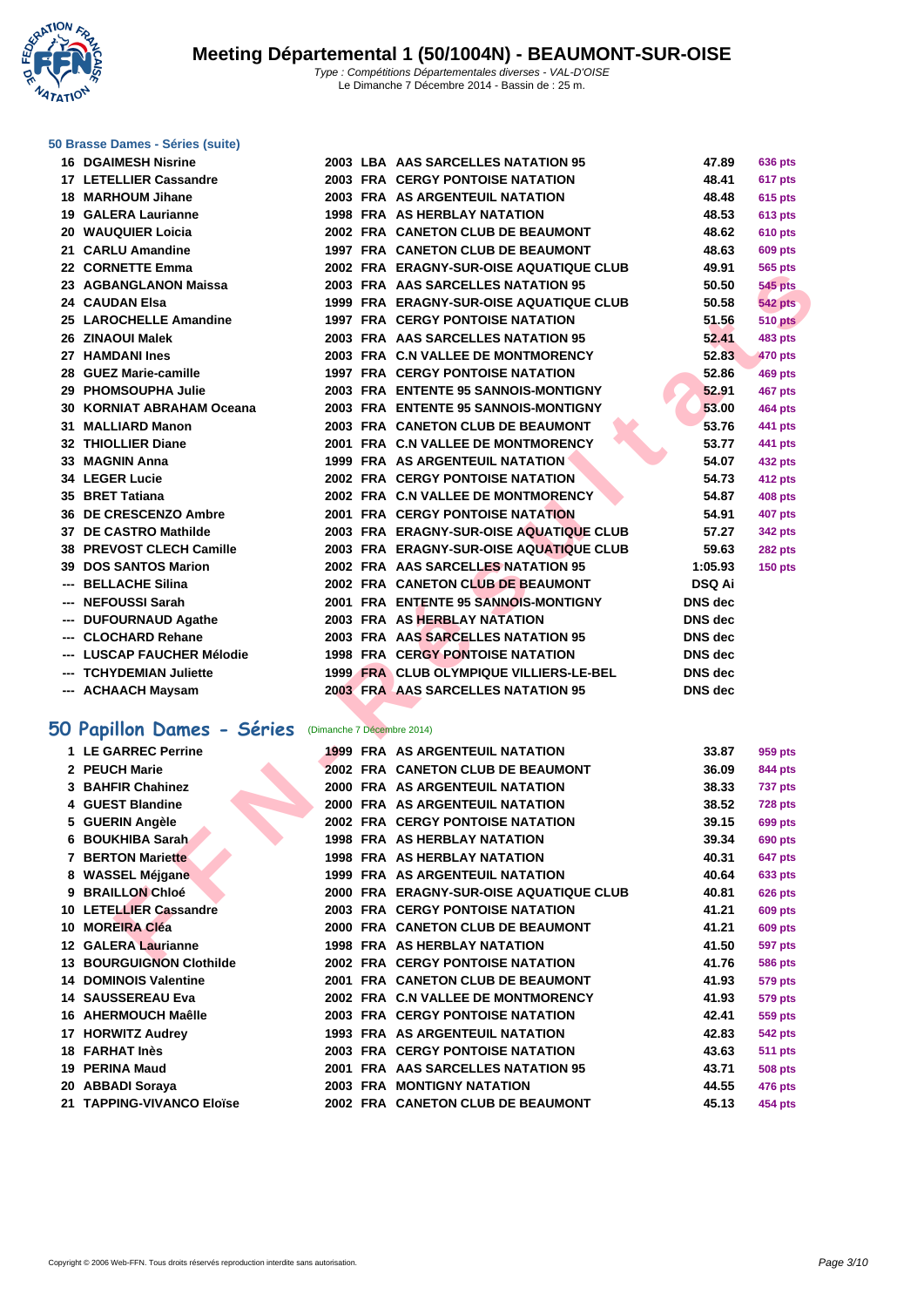# Meeting Départemental 1 (50/1004N) - BEAUMONT-SUR-OISE

*Type : Compétitions Départementales diverses - VAL-D'OISE*
Le Dimanche 7 Décembre 2014 - Bassin de : 25 m.

### 50 Brasse Dames - Séries (suite)

| | | | | | | |
|---|---|---|---|---|---|---|
| 16 | DGAIMESH Nisrine | 2003 | LBA | AAS SARCELLES NATATION 95 | 47.89 | 636 pts |
| 17 | LETELLIER Cassandre | 2003 | FRA | CERGY PONTOISE NATATION | 48.41 | 617 pts |
| 18 | MARHOUM Jihane | 2003 | FRA | AS ARGENTEUIL NATATION | 48.48 | 615 pts |
| 19 | GALERA Laurianne | 1998 | FRA | AS HERBLAY NATATION | 48.53 | 613 pts |
| 20 | WAUQUIER Loicia | 2002 | FRA | CANETON CLUB DE BEAUMONT | 48.62 | 610 pts |
| 21 | CARLU Amandine | 1997 | FRA | CANETON CLUB DE BEAUMONT | 48.63 | 609 pts |
| 22 | CORNETTE Emma | 2002 | FRA | ERAGNY-SUR-OISE AQUATIQUE CLUB | 49.91 | 565 pts |
| 23 | AGBANGLANON Maissa | 2003 | FRA | AAS SARCELLES NATATION 95 | 50.50 | 545 pts |
| 24 | CAUDAN Elsa | 1999 | FRA | ERAGNY-SUR-OISE AQUATIQUE CLUB | 50.58 | 542 pts |
| 25 | LAROCHELLE Amandine | 1997 | FRA | CERGY PONTOISE NATATION | 51.56 | 510 pts |
| 26 | ZINAOUI Malek | 2003 | FRA | AAS SARCELLES NATATION 95 | 52.41 | 483 pts |
| 27 | HAMDANI Ines | 2003 | FRA | C.N VALLEE DE MONTMORENCY | 52.83 | 470 pts |
| 28 | GUEZ Marie-camille | 1997 | FRA | CERGY PONTOISE NATATION | 52.86 | 469 pts |
| 29 | PHOMSOUPHA Julie | 2003 | FRA | ENTENTE 95 SANNOIS-MONTIGNY | 52.91 | 467 pts |
| 30 | KORNIAT ABRAHAM Oceana | 2003 | FRA | ENTENTE 95 SANNOIS-MONTIGNY | 53.00 | 464 pts |
| 31 | MALLIARD Manon | 2003 | FRA | CANETON CLUB DE BEAUMONT | 53.76 | 441 pts |
| 32 | THIOLLIER Diane | 2001 | FRA | C.N VALLEE DE MONTMORENCY | 53.77 | 441 pts |
| 33 | MAGNIN Anna | 1999 | FRA | AS ARGENTEUIL NATATION | 54.07 | 432 pts |
| 34 | LEGER Lucie | 2002 | FRA | CERGY PONTOISE NATATION | 54.73 | 412 pts |
| 35 | BRET Tatiana | 2002 | FRA | C.N VALLEE DE MONTMORENCY | 54.87 | 408 pts |
| 36 | DE CRESCENZO Ambre | 2001 | FRA | CERGY PONTOISE NATATION | 54.91 | 407 pts |
| 37 | DE CASTRO Mathilde | 2003 | FRA | ERAGNY-SUR-OISE AQUATIQUE CLUB | 57.27 | 342 pts |
| 38 | PREVOST CLECH Camille | 2003 | FRA | ERAGNY-SUR-OISE AQUATIQUE CLUB | 59.63 | 282 pts |
| 39 | DOS SANTOS Marion | 2002 | FRA | AAS SARCELLES NATATION 95 | 1:05.93 | 150 pts |
| --- | BELLACHE Silina | 2002 | FRA | CANETON CLUB DE BEAUMONT | DSQ Ai | |
| --- | NEFOUSSI Sarah | 2001 | FRA | ENTENTE 95 SANNOIS-MONTIGNY | DNS dec | |
| --- | DUFOURNAUD Agathe | 2003 | FRA | AS HERBLAY NATATION | DNS dec | |
| --- | CLOCHARD Rehane | 2003 | FRA | AAS SARCELLES NATATION 95 | DNS dec | |
| --- | LUSCAP FAUCHER Mélodie | 1998 | FRA | CERGY PONTOISE NATATION | DNS dec | |
| --- | TCHYDEMIAN Juliette | 1999 | FRA | CLUB OLYMPIQUE VILLIERS-LE-BEL | DNS dec | |
| --- | ACHAACH Maysam | 2003 | FRA | AAS SARCELLES NATATION 95 | DNS dec | |

## 50 Papillon Dames - Séries (Dimanche 7 Décembre 2014)

| | | | | | | |
|---|---|---|---|---|---|---|
| 1 | LE GARREC Perrine | 1999 | FRA | AS ARGENTEUIL NATATION | 33.87 | 959 pts |
| 2 | PEUCH Marie | 2002 | FRA | CANETON CLUB DE BEAUMONT | 36.09 | 844 pts |
| 3 | BAHFIR Chahinez | 2000 | FRA | AS ARGENTEUIL NATATION | 38.33 | 737 pts |
| 4 | GUEST Blandine | 2000 | FRA | AS ARGENTEUIL NATATION | 38.52 | 728 pts |
| 5 | GUERIN Angèle | 2002 | FRA | CERGY PONTOISE NATATION | 39.15 | 699 pts |
| 6 | BOUKHIBA Sarah | 1998 | FRA | AS HERBLAY NATATION | 39.34 | 690 pts |
| 7 | BERTON Mariette | 1998 | FRA | AS HERBLAY NATATION | 40.31 | 647 pts |
| 8 | WASSEL Méjgane | 1999 | FRA | AS ARGENTEUIL NATATION | 40.64 | 633 pts |
| 9 | BRAILLON Chloé | 2000 | FRA | ERAGNY-SUR-OISE AQUATIQUE CLUB | 40.81 | 626 pts |
| 10 | LETELLIER Cassandre | 2003 | FRA | CERGY PONTOISE NATATION | 41.21 | 609 pts |
| 10 | MOREIRA Léa | 2000 | FRA | CANETON CLUB DE BEAUMONT | 41.21 | 609 pts |
| 12 | GALERA Laurianne | 1998 | FRA | AS HERBLAY NATATION | 41.50 | 597 pts |
| 13 | BOURGUIGNON Clothilde | 2002 | FRA | CERGY PONTOISE NATATION | 41.76 | 586 pts |
| 14 | DOMINOIS Valentine | 2001 | FRA | CANETON CLUB DE BEAUMONT | 41.93 | 579 pts |
| 14 | SAUSSEREAU Eva | 2002 | FRA | C.N VALLEE DE MONTMORENCY | 41.93 | 579 pts |
| 16 | AHERMOUCH Maêlle | 2003 | FRA | CERGY PONTOISE NATATION | 42.41 | 559 pts |
| 17 | HORWITZ Audrey | 1993 | FRA | AS ARGENTEUIL NATATION | 42.83 | 542 pts |
| 18 | FARHAT Inès | 2003 | FRA | CERGY PONTOISE NATATION | 43.63 | 511 pts |
| 19 | PERINA Maud | 2001 | FRA | AAS SARCELLES NATATION 95 | 43.71 | 508 pts |
| 20 | ABBADI Soraya | 2003 | FRA | MONTIGNY NATATION | 44.55 | 476 pts |
| 21 | TAPPING-VIVANCO Eloïse | 2002 | FRA | CANETON CLUB DE BEAUMONT | 45.13 | 454 pts |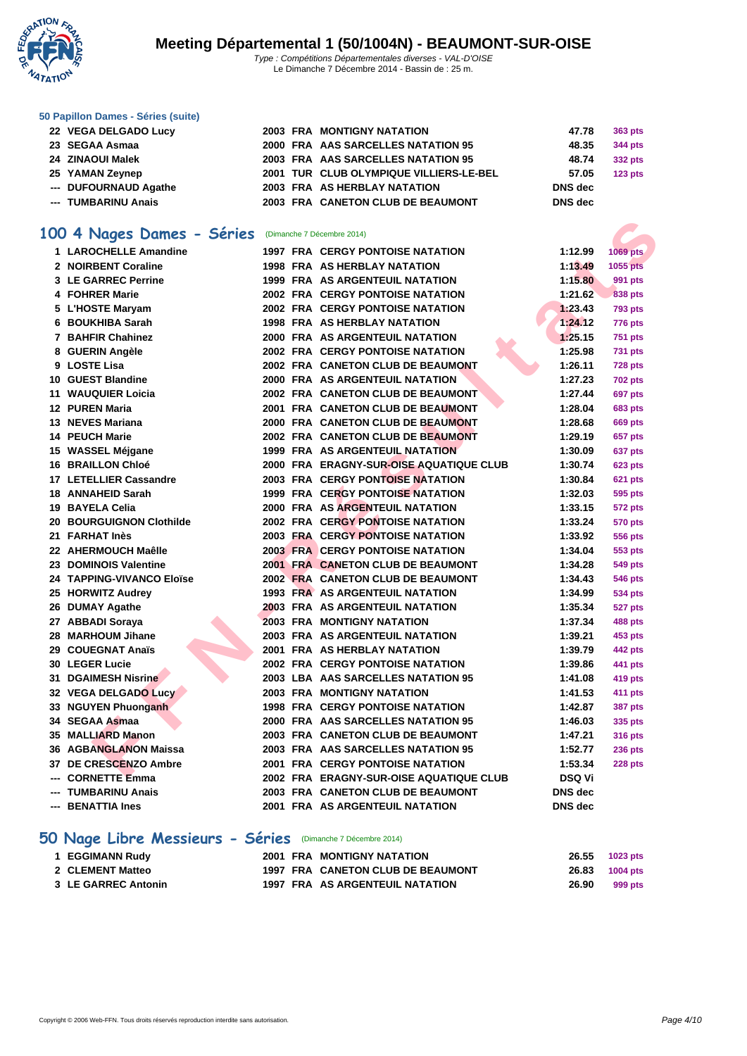### 50 Papillon Dames - Séries (suite)

| | | | | | | |
|---|---|---|---|---|---|---|
| 22 | VEGA DELGADO Lucy | 2003 | FRA | MONTIGNY NATATION | 47.78 | 363 pts |
| 23 | SEGAA Asmaa | 2000 | FRA | AAS SARCELLES NATATION 95 | 48.35 | 344 pts |
| 24 | ZINAOUI Malek | 2003 | FRA | AAS SARCELLES NATATION 95 | 48.74 | 332 pts |
| 25 | YAMAN Zeynep | 2001 | TUR | CLUB OLYMPIQUE VILLIERS-LE-BEL | 57.05 | 123 pts |
| --- | DUFOURNAUD Agathe | 2003 | FRA | AS HERBLAY NATATION | DNS dec | |
| --- | TUMBARINU Anais | 2003 | FRA | CANETON CLUB DE BEAUMONT | DNS dec | |

## 100 4 Nages Dames - Séries (Dimanche 7 Décembre 2014)

| | | | | | | |
|---|---|---|---|---|---|---|
| 1 | LAROCHELLE Amandine | 1997 | FRA | CERGY PONTOISE NATATION | 1:12.99 | 1069 pts |
| 2 | NOIRBENT Coraline | 1998 | FRA | AS HERBLAY NATATION | 1:13.49 | 1055 pts |
| 3 | LE GARREC Perrine | 1999 | FRA | AS ARGENTEUIL NATATION | 1:15.80 | 991 pts |
| 4 | FOHRER Marie | 2002 | FRA | CERGY PONTOISE NATATION | 1:21.62 | 838 pts |
| 5 | L'HOSTE Maryam | 2002 | FRA | CERGY PONTOISE NATATION | 1:23.43 | 793 pts |
| 6 | BOUKHIBA Sarah | 1998 | FRA | AS HERBLAY NATATION | 1:24.12 | 776 pts |
| 7 | BAHFIR Chahinez | 2000 | FRA | AS ARGENTEUIL NATATION | 1:25.15 | 751 pts |
| 8 | GUERIN Angèle | 2002 | FRA | CERGY PONTOISE NATATION | 1:25.98 | 731 pts |
| 9 | LOSTE Lisa | 2002 | FRA | CANETON CLUB DE BEAUMONT | 1:26.11 | 728 pts |
| 10 | GUEST Blandine | 2000 | FRA | AS ARGENTEUIL NATATION | 1:27.23 | 702 pts |
| 11 | WAUQUIER Loicia | 2002 | FRA | CANETON CLUB DE BEAUMONT | 1:27.44 | 697 pts |
| 12 | PUREN Maria | 2001 | FRA | CANETON CLUB DE BEAUMONT | 1:28.04 | 683 pts |
| 13 | NEVES Mariana | 2000 | FRA | CANETON CLUB DE BEAUMONT | 1:28.68 | 669 pts |
| 14 | PEUCH Marie | 2002 | FRA | CANETON CLUB DE BEAUMONT | 1:29.19 | 657 pts |
| 15 | WASSEL Méjgane | 1999 | FRA | AS ARGENTEUIL NATATION | 1:30.09 | 637 pts |
| 16 | BRAILLON Chloé | 2000 | FRA | ERAGNY-SUR-OISE AQUATIQUE CLUB | 1:30.74 | 623 pts |
| 17 | LETELLIER Cassandre | 2003 | FRA | CERGY PONTOISE NATATION | 1:30.84 | 621 pts |
| 18 | ANNAHEID Sarah | 1999 | FRA | CERGY PONTOISE NATATION | 1:32.03 | 595 pts |
| 19 | BAYELA Celia | 2000 | FRA | AS ARGENTEUIL NATATION | 1:33.15 | 572 pts |
| 20 | BOURGUIGNON Clothilde | 2002 | FRA | CERGY PONTOISE NATATION | 1:33.24 | 570 pts |
| 21 | FARHAT Inès | 2003 | FRA | CERGY PONTOISE NATATION | 1:33.92 | 556 pts |
| 22 | AHERMOUCH Maëlle | 2003 | FRA | CERGY PONTOISE NATATION | 1:34.04 | 553 pts |
| 23 | DOMINOIS Valentine | 2001 | FRA | CANETON CLUB DE BEAUMONT | 1:34.28 | 549 pts |
| 24 | TAPPING-VIVANCO Eloïse | 2002 | FRA | CANETON CLUB DE BEAUMONT | 1:34.43 | 546 pts |
| 25 | HORWITZ Audrey | 1993 | FRA | AS ARGENTEUIL NATATION | 1:34.99 | 534 pts |
| 26 | DUMAY Agathe | 2003 | FRA | AS ARGENTEUIL NATATION | 1:35.34 | 527 pts |
| 27 | ABBADI Soraya | 2003 | FRA | MONTIGNY NATATION | 1:37.34 | 488 pts |
| 28 | MARHOUM Jihane | 2003 | FRA | AS ARGENTEUIL NATATION | 1:39.21 | 453 pts |
| 29 | COUEGNAT Anaïs | 2001 | FRA | AS HERBLAY NATATION | 1:39.79 | 442 pts |
| 30 | LEGER Lucie | 2002 | FRA | CERGY PONTOISE NATATION | 1:39.86 | 441 pts |
| 31 | DGAIMESH Nisrine | 2003 | LBA | AAS SARCELLES NATATION 95 | 1:41.08 | 419 pts |
| 32 | VEGA DELGADO Lucy | 2003 | FRA | MONTIGNY NATATION | 1:41.53 | 411 pts |
| 33 | NGUYEN Phuonganh | 1998 | FRA | CERGY PONTOISE NATATION | 1:42.87 | 387 pts |
| 34 | SEGAA Asmaa | 2000 | FRA | AAS SARCELLES NATATION 95 | 1:46.03 | 335 pts |
| 35 | MALLIARD Manon | 2003 | FRA | CANETON CLUB DE BEAUMONT | 1:47.21 | 316 pts |
| 36 | AGBANGLANON Maissa | 2003 | FRA | AAS SARCELLES NATATION 95 | 1:52.77 | 236 pts |
| 37 | DE CRESCENZO Ambre | 2001 | FRA | CERGY PONTOISE NATATION | 1:53.34 | 228 pts |
| --- | CORNETTE Emma | 2002 | FRA | ERAGNY-SUR-OISE AQUATIQUE CLUB | DSQ Vi | |
| --- | TUMBARINU Anais | 2003 | FRA | CANETON CLUB DE BEAUMONT | DNS dec | |
| --- | BENATTIA Ines | 2001 | FRA | AS ARGENTEUIL NATATION | DNS dec | |

## 50 Nage Libre Messieurs - Séries (Dimanche 7 Décembre 2014)

| | | | | | | |
|---|---|---|---|---|---|---|
| 1 | EGGIMANN Rudy | 2001 | FRA | MONTIGNY NATATION | 26.55 | 1023 pts |
| 2 | CLEMENT Matteo | 1997 | FRA | CANETON CLUB DE BEAUMONT | 26.83 | 1004 pts |
| 3 | LE GARREC Antonin | 1997 | FRA | AS ARGENTEUIL NATATION | 26.90 | 999 pts |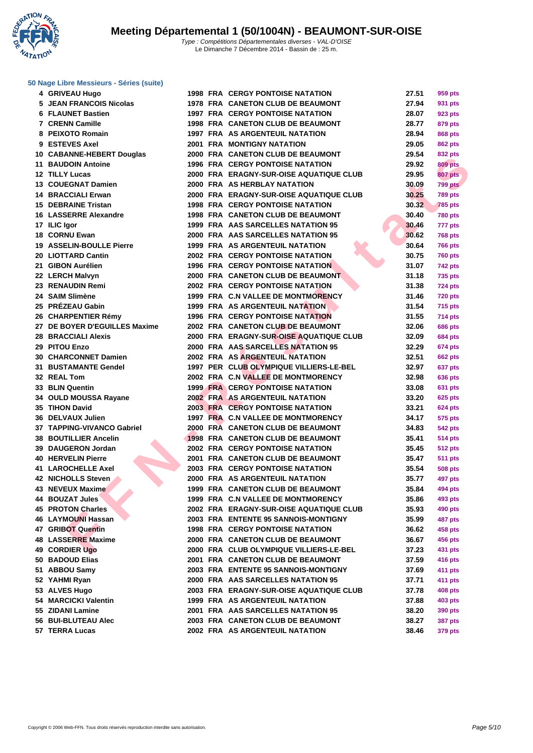# Meeting Départemental 1 (50/1004N) - BEAUMONT-SUR-OISE

*Type : Compétitions Départementales diverses - VAL-D'OISE*
Le Dimanche 7 Décembre 2014 - Bassin de : 25 m.

### 50 Nage Libre Messieurs - Séries (suite)

| Rang | Nom | Année | Nat. | Club | Temps | Points |
|---|---|---|---|---|---|---|
| 4 | GRIVEAU Hugo | 1998 | FRA | CERGY PONTOISE NATATION | 27.51 | 959 pts |
| 5 | JEAN FRANCOIS Nicolas | 1978 | FRA | CANETON CLUB DE BEAUMONT | 27.94 | 931 pts |
| 6 | FLAUNET Bastien | 1997 | FRA | CERGY PONTOISE NATATION | 28.07 | 923 pts |
| 7 | CRENN Camille | 1998 | FRA | CANETON CLUB DE BEAUMONT | 28.77 | 879 pts |
| 8 | PEIXOTO Romain | 1997 | FRA | AS ARGENTEUIL NATATION | 28.94 | 868 pts |
| 9 | ESTEVES Axel | 2001 | FRA | MONTIGNY NATATION | 29.05 | 862 pts |
| 10 | CABANNE-HEBERT Douglas | 2000 | FRA | CANETON CLUB DE BEAUMONT | 29.54 | 832 pts |
| 11 | BAUDOIN Antoine | 1996 | FRA | CERGY PONTOISE NATATION | 29.92 | 809 pts |
| 12 | TILLY Lucas | 2000 | FRA | ERAGNY-SUR-OISE AQUATIQUE CLUB | 29.95 | 807 pts |
| 13 | COUEGNAT Damien | 2000 | FRA | AS HERBLAY NATATION | 30.09 | 799 pts |
| 14 | BRACCIALI Erwan | 2000 | FRA | ERAGNY-SUR-OISE AQUATIQUE CLUB | 30.25 | 789 pts |
| 15 | DEBRAINE Tristan | 1998 | FRA | CERGY PONTOISE NATATION | 30.32 | 785 pts |
| 16 | LASSERRE Alexandre | 1998 | FRA | CANETON CLUB DE BEAUMONT | 30.40 | 780 pts |
| 17 | ILIC Igor | 1999 | FRA | AAS SARCELLES NATATION 95 | 30.46 | 777 pts |
| 18 | CORNU Ewan | 2000 | FRA | AAS SARCELLES NATATION 95 | 30.62 | 768 pts |
| 19 | ASSELIN-BOULLE Pierre | 1999 | FRA | AS ARGENTEUIL NATATION | 30.64 | 766 pts |
| 20 | LIOTTARD Cantin | 2002 | FRA | CERGY PONTOISE NATATION | 30.75 | 760 pts |
| 21 | GIBON Aurélien | 1996 | FRA | CERGY PONTOISE NATATION | 31.07 | 742 pts |
| 22 | LERCH Malvyn | 2000 | FRA | CANETON CLUB DE BEAUMONT | 31.18 | 735 pts |
| 23 | RENAUDIN Remi | 2002 | FRA | CERGY PONTOISE NATATION | 31.38 | 724 pts |
| 24 | SAIM Slimène | 1999 | FRA | C.N VALLEE DE MONTMORENCY | 31.46 | 720 pts |
| 25 | PRÉZEAU Gabin | 1999 | FRA | AS ARGENTEUIL NATATION | 31.54 | 715 pts |
| 26 | CHARPENTIER Rémy | 1996 | FRA | CERGY PONTOISE NATATION | 31.55 | 714 pts |
| 27 | DE BOYER D'EGUILLES Maxime | 2002 | FRA | CANETON CLUB DE BEAUMONT | 32.06 | 686 pts |
| 28 | BRACCIALI Alexis | 2000 | FRA | ERAGNY-SUR-OISE AQUATIQUE CLUB | 32.09 | 684 pts |
| 29 | PITOU Enzo | 2000 | FRA | AAS SARCELLES NATATION 95 | 32.29 | 674 pts |
| 30 | CHARCONNET Damien | 2002 | FRA | AS ARGENTEUIL NATATION | 32.51 | 662 pts |
| 31 | BUSTAMANTE Gendel | 1997 | PER | CLUB OLYMPIQUE VILLIERS-LE-BEL | 32.97 | 637 pts |
| 32 | REAL Tom | 2002 | FRA | C.N VALLEE DE MONTMORENCY | 32.98 | 636 pts |
| 33 | BLIN Quentin | 1999 | FRA | CERGY PONTOISE NATATION | 33.08 | 631 pts |
| 34 | OULD MOUSSA Rayane | 2002 | FRA | AS ARGENTEUIL NATATION | 33.20 | 625 pts |
| 35 | TIHON David | 2003 | FRA | CERGY PONTOISE NATATION | 33.21 | 624 pts |
| 36 | DELVAUX Julien | 1997 | FRA | C.N VALLEE DE MONTMORENCY | 34.17 | 575 pts |
| 37 | TAPPING-VIVANCO Gabriel | 2000 | FRA | CANETON CLUB DE BEAUMONT | 34.83 | 542 pts |
| 38 | BOUTILLIER Ancelin | 1998 | FRA | CANETON CLUB DE BEAUMONT | 35.41 | 514 pts |
| 39 | DAUGERON Jordan | 2002 | FRA | CERGY PONTOISE NATATION | 35.45 | 512 pts |
| 40 | HERVELIN Pierre | 2001 | FRA | CANETON CLUB DE BEAUMONT | 35.47 | 511 pts |
| 41 | LAROCHELLE Axel | 2003 | FRA | CERGY PONTOISE NATATION | 35.54 | 508 pts |
| 42 | NICHOLLS Steven | 2000 | FRA | AS ARGENTEUIL NATATION | 35.77 | 497 pts |
| 43 | NEVEUX Maxime | 1999 | FRA | CANETON CLUB DE BEAUMONT | 35.84 | 494 pts |
| 44 | BOUZAT Jules | 1999 | FRA | C.N VALLEE DE MONTMORENCY | 35.86 | 493 pts |
| 45 | PROTON Charles | 2002 | FRA | ERAGNY-SUR-OISE AQUATIQUE CLUB | 35.93 | 490 pts |
| 46 | LAYMOUNI Hassan | 2003 | FRA | ENTENTE 95 SANNOIS-MONTIGNY | 35.99 | 487 pts |
| 47 | GRIBOT Quentin | 1998 | FRA | CERGY PONTOISE NATATION | 36.62 | 458 pts |
| 48 | LASSERRE Maxime | 2000 | FRA | CANETON CLUB DE BEAUMONT | 36.67 | 456 pts |
| 49 | CORDIER Ugo | 2000 | FRA | CLUB OLYMPIQUE VILLIERS-LE-BEL | 37.23 | 431 pts |
| 50 | BADOUD Elias | 2001 | FRA | CANETON CLUB DE BEAUMONT | 37.59 | 416 pts |
| 51 | ABBOU Samy | 2003 | FRA | ENTENTE 95 SANNOIS-MONTIGNY | 37.69 | 411 pts |
| 52 | YAHMI Ryan | 2000 | FRA | AAS SARCELLES NATATION 95 | 37.71 | 411 pts |
| 53 | ALVES Hugo | 2003 | FRA | ERAGNY-SUR-OISE AQUATIQUE CLUB | 37.78 | 408 pts |
| 54 | MARCICKI Valentin | 1999 | FRA | AS ARGENTEUIL NATATION | 37.88 | 403 pts |
| 55 | ZIDANI Lamine | 2001 | FRA | AAS SARCELLES NATATION 95 | 38.20 | 390 pts |
| 56 | BUI-BLUTEAU Alec | 2003 | FRA | CANETON CLUB DE BEAUMONT | 38.27 | 387 pts |
| 57 | TERRA Lucas | 2002 | FRA | AS ARGENTEUIL NATATION | 38.46 | 379 pts |

Copyright © 2006 Web-FFN. Tous droits réservés reproduction interdite sans autorisation.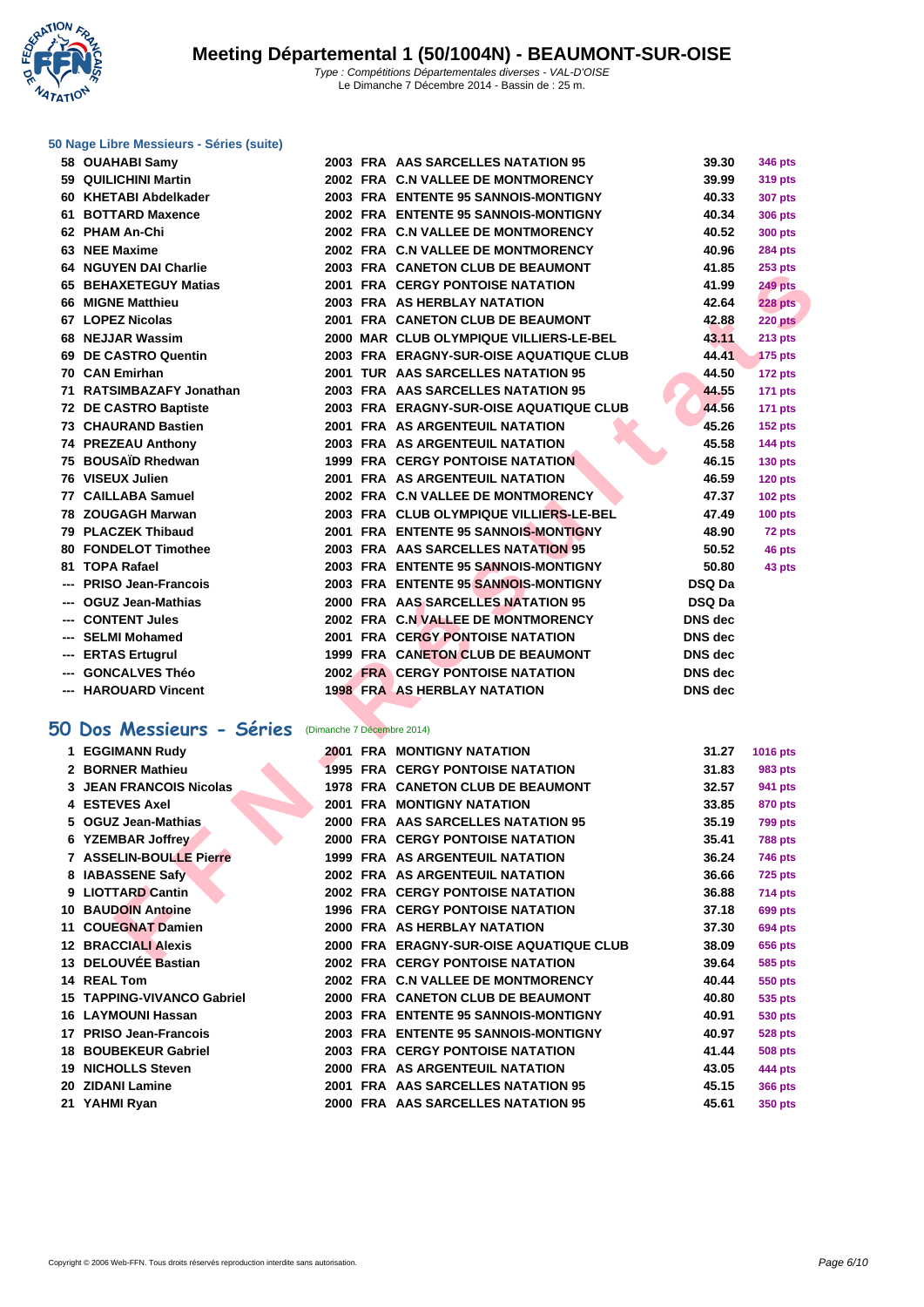# Meeting Départemental 1 (50/1004N) - BEAUMONT-SUR-OISE

*Type : Compétitions Départementales diverses - VAL-D'OISE*
Le Dimanche 7 Décembre 2014 - Bassin de : 25 m.

### 50 Nage Libre Messieurs - Séries (suite)

| | | | | | | |
|---|---|---|---|---|---|---|
| 58 | OUAHABI Samy | 2003 | FRA | AAS SARCELLES NATATION 95 | 39.30 | 346 pts |
| 59 | QUILICHINI Martin | 2002 | FRA | C.N VALLEE DE MONTMORENCY | 39.99 | 319 pts |
| 60 | KHETABI Abdelkader | 2003 | FRA | ENTENTE 95 SANNOIS-MONTIGNY | 40.33 | 307 pts |
| 61 | BOTTARD Maxence | 2002 | FRA | ENTENTE 95 SANNOIS-MONTIGNY | 40.34 | 306 pts |
| 62 | PHAM An-Chi | 2002 | FRA | C.N VALLEE DE MONTMORENCY | 40.52 | 300 pts |
| 63 | NEE Maxime | 2002 | FRA | C.N VALLEE DE MONTMORENCY | 40.96 | 284 pts |
| 64 | NGUYEN DAI Charlie | 2003 | FRA | CANETON CLUB DE BEAUMONT | 41.85 | 253 pts |
| 65 | BEHAXETEGUY Matias | 2001 | FRA | CERGY PONTOISE NATATION | 41.99 | 249 pts |
| 66 | MIGNE Matthieu | 2003 | FRA | AS HERBLAY NATATION | 42.64 | 228 pts |
| 67 | LOPEZ Nicolas | 2001 | FRA | CANETON CLUB DE BEAUMONT | 42.88 | 220 pts |
| 68 | NEJJAR Wassim | 2000 | MAR | CLUB OLYMPIQUE VILLIERS-LE-BEL | 43.11 | 213 pts |
| 69 | DE CASTRO Quentin | 2003 | FRA | ERAGNY-SUR-OISE AQUATIQUE CLUB | 44.41 | 175 pts |
| 70 | CAN Emirhan | 2001 | TUR | AAS SARCELLES NATATION 95 | 44.50 | 172 pts |
| 71 | RATSIMBAZAFY Jonathan | 2003 | FRA | AAS SARCELLES NATATION 95 | 44.55 | 171 pts |
| 72 | DE CASTRO Baptiste | 2003 | FRA | ERAGNY-SUR-OISE AQUATIQUE CLUB | 44.56 | 171 pts |
| 73 | CHAURAND Bastien | 2001 | FRA | AS ARGENTEUIL NATATION | 45.26 | 152 pts |
| 74 | PREZEAU Anthony | 2003 | FRA | AS ARGENTEUIL NATATION | 45.58 | 144 pts |
| 75 | BOUSAÏD Rhedwan | 1999 | FRA | CERGY PONTOISE NATATION | 46.15 | 130 pts |
| 76 | VISEUX Julien | 2001 | FRA | AS ARGENTEUIL NATATION | 46.59 | 120 pts |
| 77 | CAILLABA Samuel | 2002 | FRA | C.N VALLEE DE MONTMORENCY | 47.37 | 102 pts |
| 78 | ZOUGAGH Marwan | 2003 | FRA | CLUB OLYMPIQUE VILLIERS-LE-BEL | 47.49 | 100 pts |
| 79 | PLACZEK Thibaud | 2001 | FRA | ENTENTE 95 SANNOIS-MONTIGNY | 48.90 | 72 pts |
| 80 | FONDELOT Timothee | 2003 | FRA | AAS SARCELLES NATATION 95 | 50.52 | 46 pts |
| 81 | TOPA Rafael | 2003 | FRA | ENTENTE 95 SANNOIS-MONTIGNY | 50.80 | 43 pts |
| --- | PRISO Jean-Francois | 2003 | FRA | ENTENTE 95 SANNOIS-MONTIGNY | DSQ Da | |
| --- | OGUZ Jean-Mathias | 2000 | FRA | AAS SARCELLES NATATION 95 | DSQ Da | |
| --- | CONTENT Jules | 2002 | FRA | C.N VALLEE DE MONTMORENCY | DNS dec | |
| --- | SELMI Mohamed | 2001 | FRA | CERGY PONTOISE NATATION | DNS dec | |
| --- | ERTAS Ertugrul | 1999 | FRA | CANETON CLUB DE BEAUMONT | DNS dec | |
| --- | GONCALVES Théo | 2002 | FRA | CERGY PONTOISE NATATION | DNS dec | |
| --- | HAROUARD Vincent | 1998 | FRA | AS HERBLAY NATATION | DNS dec | |

## 50 Dos Messieurs - Séries (Dimanche 7 Décembre 2014)

| | | | | | | |
|---|---|---|---|---|---|---|
| 1 | EGGIMANN Rudy | 2001 | FRA | MONTIGNY NATATION | 31.27 | 1016 pts |
| 2 | BORNER Mathieu | 1995 | FRA | CERGY PONTOISE NATATION | 31.83 | 983 pts |
| 3 | JEAN FRANCOIS Nicolas | 1978 | FRA | CANETON CLUB DE BEAUMONT | 32.57 | 941 pts |
| 4 | ESTEVES Axel | 2001 | FRA | MONTIGNY NATATION | 33.85 | 870 pts |
| 5 | OGUZ Jean-Mathias | 2000 | FRA | AAS SARCELLES NATATION 95 | 35.19 | 799 pts |
| 6 | YZEMBAR Joffrey | 2000 | FRA | CERGY PONTOISE NATATION | 35.41 | 788 pts |
| 7 | ASSELIN-BOULLE Pierre | 1999 | FRA | AS ARGENTEUIL NATATION | 36.24 | 746 pts |
| 8 | IABASSENE Safy | 2002 | FRA | AS ARGENTEUIL NATATION | 36.66 | 725 pts |
| 9 | LIOTTARD Cantin | 2002 | FRA | CERGY PONTOISE NATATION | 36.88 | 714 pts |
| 10 | BAUDOIN Antoine | 1996 | FRA | CERGY PONTOISE NATATION | 37.18 | 699 pts |
| 11 | COUEGNAT Damien | 2000 | FRA | AS HERBLAY NATATION | 37.30 | 694 pts |
| 12 | BRACCIALI Alexis | 2000 | FRA | ERAGNY-SUR-OISE AQUATIQUE CLUB | 38.09 | 656 pts |
| 13 | DELOUVÉE Bastian | 2002 | FRA | CERGY PONTOISE NATATION | 39.64 | 585 pts |
| 14 | REAL Tom | 2002 | FRA | C.N VALLEE DE MONTMORENCY | 40.44 | 550 pts |
| 15 | TAPPING-VIVANCO Gabriel | 2000 | FRA | CANETON CLUB DE BEAUMONT | 40.80 | 535 pts |
| 16 | LAYMOUNI Hassan | 2003 | FRA | ENTENTE 95 SANNOIS-MONTIGNY | 40.91 | 530 pts |
| 17 | PRISO Jean-Francois | 2003 | FRA | ENTENTE 95 SANNOIS-MONTIGNY | 40.97 | 528 pts |
| 18 | BOUBEKEUR Gabriel | 2003 | FRA | CERGY PONTOISE NATATION | 41.44 | 508 pts |
| 19 | NICHOLLS Steven | 2000 | FRA | AS ARGENTEUIL NATATION | 43.05 | 444 pts |
| 20 | ZIDANI Lamine | 2001 | FRA | AAS SARCELLES NATATION 95 | 45.15 | 366 pts |
| 21 | YAHMI Ryan | 2000 | FRA | AAS SARCELLES NATATION 95 | 45.61 | 350 pts |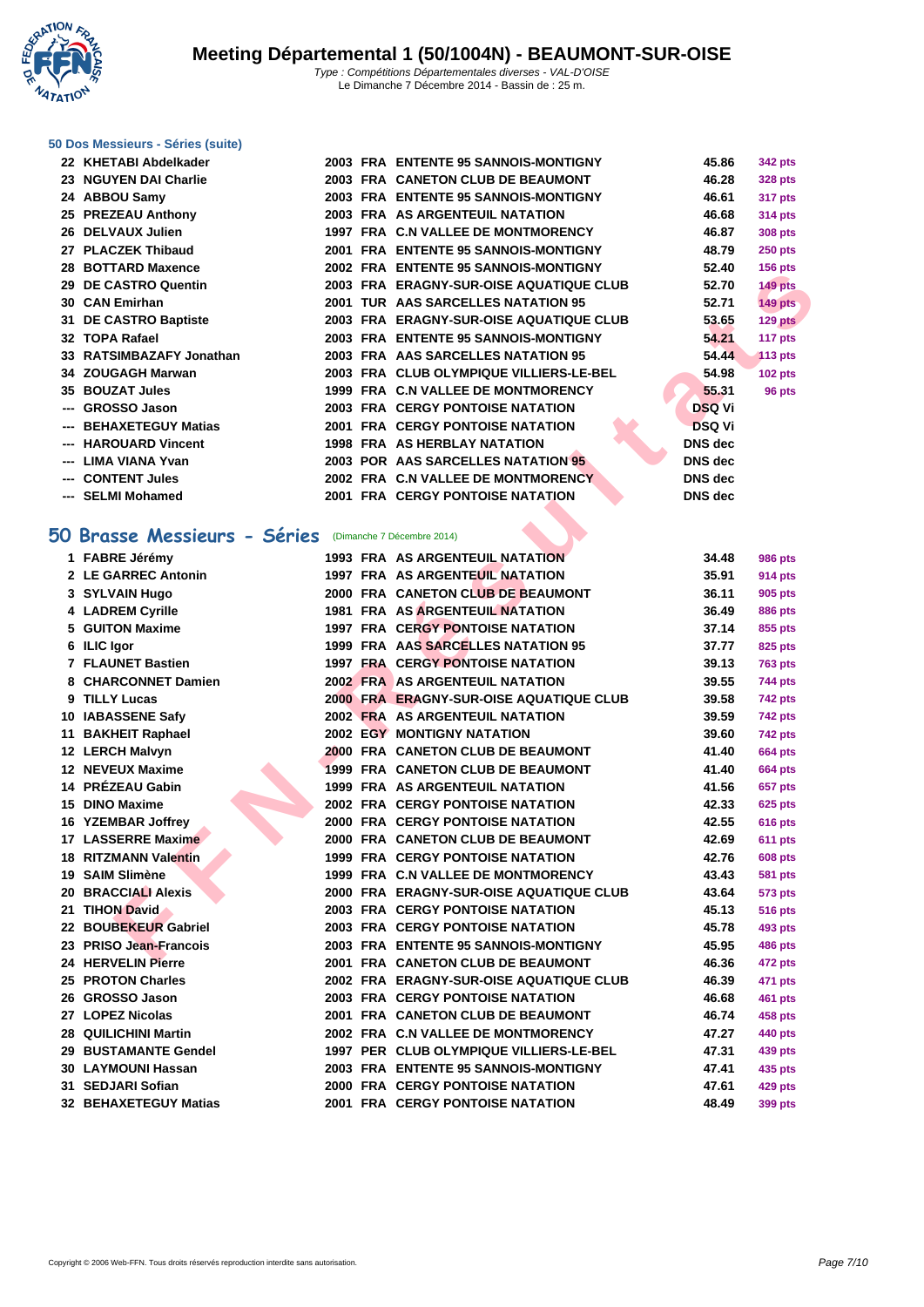# Meeting Départemental 1 (50/1004N) - BEAUMONT-SUR-OISE

*Type : Compétitions Départementales diverses - VAL-D'OISE*
Le Dimanche 7 Décembre 2014 - Bassin de : 25 m.

### 50 Dos Messieurs - Séries (suite)

| | | | | | | |
|---|---|---|---|---|---|---|
| 22 | KHETABI Abdelkader | 2003 | FRA | ENTENTE 95 SANNOIS-MONTIGNY | 45.86 | 342 pts |
| 23 | NGUYEN DAI Charlie | 2003 | FRA | CANETON CLUB DE BEAUMONT | 46.28 | 328 pts |
| 24 | ABBOU Samy | 2003 | FRA | ENTENTE 95 SANNOIS-MONTIGNY | 46.61 | 317 pts |
| 25 | PREZEAU Anthony | 2003 | FRA | AS ARGENTEUIL NATATION | 46.68 | 314 pts |
| 26 | DELVAUX Julien | 1997 | FRA | C.N VALLEE DE MONTMORENCY | 46.87 | 308 pts |
| 27 | PLACZEK Thibaud | 2001 | FRA | ENTENTE 95 SANNOIS-MONTIGNY | 48.79 | 250 pts |
| 28 | BOTTARD Maxence | 2002 | FRA | ENTENTE 95 SANNOIS-MONTIGNY | 52.40 | 156 pts |
| 29 | DE CASTRO Quentin | 2003 | FRA | ERAGNY-SUR-OISE AQUATIQUE CLUB | 52.70 | 149 pts |
| 30 | CAN Emirhan | 2001 | TUR | AAS SARCELLES NATATION 95 | 52.71 | 149 pts |
| 31 | DE CASTRO Baptiste | 2003 | FRA | ERAGNY-SUR-OISE AQUATIQUE CLUB | 53.65 | 129 pts |
| 32 | TOPA Rafael | 2003 | FRA | ENTENTE 95 SANNOIS-MONTIGNY | 54.21 | 117 pts |
| 33 | RATSIMBAZAFY Jonathan | 2003 | FRA | AAS SARCELLES NATATION 95 | 54.44 | 113 pts |
| 34 | ZOUGAGH Marwan | 2003 | FRA | CLUB OLYMPIQUE VILLIERS-LE-BEL | 54.98 | 102 pts |
| 35 | BOUZAT Jules | 1999 | FRA | C.N VALLEE DE MONTMORENCY | 55.31 | 96 pts |
| --- | GROSSO Jason | 2003 | FRA | CERGY PONTOISE NATATION | DSQ Vi | |
| --- | BEHAXETEGUY Matias | 2001 | FRA | CERGY PONTOISE NATATION | DSQ Vi | |
| --- | HAROUARD Vincent | 1998 | FRA | AS HERBLAY NATATION | DNS dec | |
| --- | LIMA VIANA Yvan | 2003 | POR | AAS SARCELLES NATATION 95 | DNS dec | |
| --- | CONTENT Jules | 2002 | FRA | C.N VALLEE DE MONTMORENCY | DNS dec | |
| --- | SELMI Mohamed | 2001 | FRA | CERGY PONTOISE NATATION | DNS dec | |

## 50 Brasse Messieurs - Séries (Dimanche 7 Décembre 2014)

| | | | | | | |
|---|---|---|---|---|---|---|
| 1 | FABRE Jérémy | 1993 | FRA | AS ARGENTEUIL NATATION | 34.48 | 986 pts |
| 2 | LE GARREC Antonin | 1997 | FRA | AS ARGENTEUIL NATATION | 35.91 | 914 pts |
| 3 | SYLVAIN Hugo | 2000 | FRA | CANETON CLUB DE BEAUMONT | 36.11 | 905 pts |
| 4 | LADREM Cyrille | 1981 | FRA | AS ARGENTEUIL NATATION | 36.49 | 886 pts |
| 5 | GUITON Maxime | 1997 | FRA | CERGY PONTOISE NATATION | 37.14 | 855 pts |
| 6 | ILIC Igor | 1999 | FRA | AAS SARCELLES NATATION 95 | 37.77 | 825 pts |
| 7 | FLAUNET Bastien | 1997 | FRA | CERGY PONTOISE NATATION | 39.13 | 763 pts |
| 8 | CHARCONNET Damien | 2002 | FRA | AS ARGENTEUIL NATATION | 39.55 | 744 pts |
| 9 | TILLY Lucas | 2000 | FRA | ERAGNY-SUR-OISE AQUATIQUE CLUB | 39.58 | 742 pts |
| 10 | IABASSENE Safy | 2002 | FRA | AS ARGENTEUIL NATATION | 39.59 | 742 pts |
| 11 | BAKHEIT Raphael | 2002 | EGY | MONTIGNY NATATION | 39.60 | 742 pts |
| 12 | LERCH Malvyn | 2000 | FRA | CANETON CLUB DE BEAUMONT | 41.40 | 664 pts |
| 12 | NEVEUX Maxime | 1999 | FRA | CANETON CLUB DE BEAUMONT | 41.40 | 664 pts |
| 14 | PRÉZEAU Gabin | 1999 | FRA | AS ARGENTEUIL NATATION | 41.56 | 657 pts |
| 15 | DINO Maxime | 2002 | FRA | CERGY PONTOISE NATATION | 42.33 | 625 pts |
| 16 | YZEMBAR Joffrey | 2000 | FRA | CERGY PONTOISE NATATION | 42.55 | 616 pts |
| 17 | LASSERRE Maxime | 2000 | FRA | CANETON CLUB DE BEAUMONT | 42.69 | 611 pts |
| 18 | RITZMANN Valentin | 1999 | FRA | CERGY PONTOISE NATATION | 42.76 | 608 pts |
| 19 | SAIM Slimène | 1999 | FRA | C.N VALLEE DE MONTMORENCY | 43.43 | 581 pts |
| 20 | BRACCIALI Alexis | 2000 | FRA | ERAGNY-SUR-OISE AQUATIQUE CLUB | 43.64 | 573 pts |
| 21 | TIHON David | 2003 | FRA | CERGY PONTOISE NATATION | 45.13 | 516 pts |
| 22 | BOUBEKEUR Gabriel | 2003 | FRA | CERGY PONTOISE NATATION | 45.78 | 493 pts |
| 23 | PRISO Jean-Francois | 2003 | FRA | ENTENTE 95 SANNOIS-MONTIGNY | 45.95 | 486 pts |
| 24 | HERVELIN Pierre | 2001 | FRA | CANETON CLUB DE BEAUMONT | 46.36 | 472 pts |
| 25 | PROTON Charles | 2002 | FRA | ERAGNY-SUR-OISE AQUATIQUE CLUB | 46.39 | 471 pts |
| 26 | GROSSO Jason | 2003 | FRA | CERGY PONTOISE NATATION | 46.68 | 461 pts |
| 27 | LOPEZ Nicolas | 2001 | FRA | CANETON CLUB DE BEAUMONT | 46.74 | 458 pts |
| 28 | QUILICHINI Martin | 2002 | FRA | C.N VALLEE DE MONTMORENCY | 47.27 | 440 pts |
| 29 | BUSTAMANTE Gendel | 1997 | PER | CLUB OLYMPIQUE VILLIERS-LE-BEL | 47.31 | 439 pts |
| 30 | LAYMOUNI Hassan | 2003 | FRA | ENTENTE 95 SANNOIS-MONTIGNY | 47.41 | 435 pts |
| 31 | SEDJARI Sofian | 2000 | FRA | CERGY PONTOISE NATATION | 47.61 | 429 pts |
| 32 | BEHAXETEGUY Matias | 2001 | FRA | CERGY PONTOISE NATATION | 48.49 | 399 pts |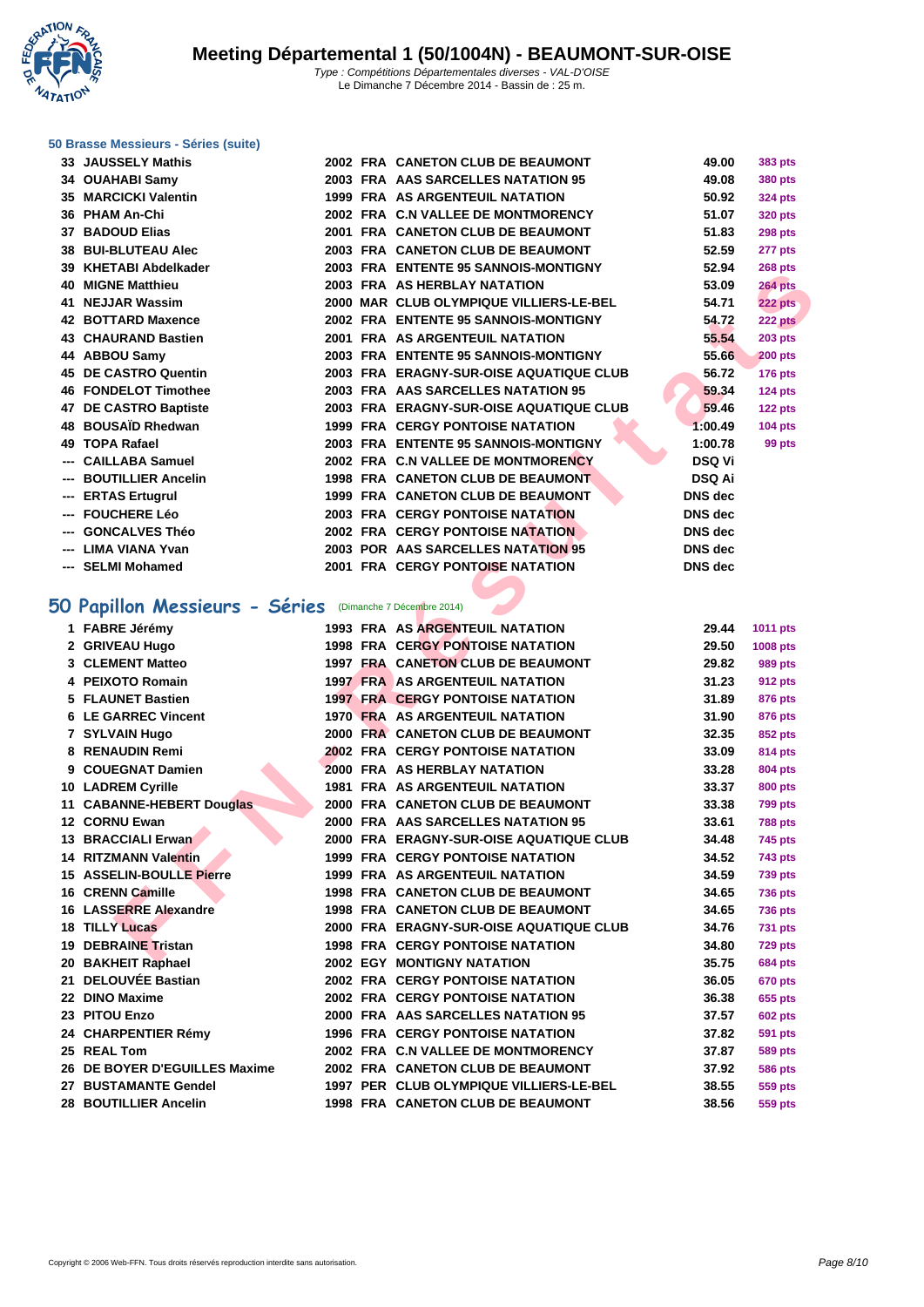# Meeting Départemental 1 (50/1004N) - BEAUMONT-SUR-OISE

*Type : Compétitions Départementales diverses - VAL-D'OISE*
Le Dimanche 7 Décembre 2014 - Bassin de : 25 m.

### 50 Brasse Messieurs - Séries (suite)

| | | | | | | |
|---|---|---|---|---|---|---|
| 33 | JAUSSELY Mathis | 2002 | FRA | CANETON CLUB DE BEAUMONT | 49.00 | 383 pts |
| 34 | OUAHABI Samy | 2003 | FRA | AAS SARCELLES NATATION 95 | 49.08 | 380 pts |
| 35 | MARCICKI Valentin | 1999 | FRA | AS ARGENTEUIL NATATION | 50.92 | 324 pts |
| 36 | PHAM An-Chi | 2002 | FRA | C.N VALLEE DE MONTMORENCY | 51.07 | 320 pts |
| 37 | BADOUD Elias | 2001 | FRA | CANETON CLUB DE BEAUMONT | 51.83 | 298 pts |
| 38 | BUI-BLUTEAU Alec | 2003 | FRA | CANETON CLUB DE BEAUMONT | 52.59 | 277 pts |
| 39 | KHETABI Abdelkader | 2003 | FRA | ENTENTE 95 SANNOIS-MONTIGNY | 52.94 | 268 pts |
| 40 | MIGNE Matthieu | 2003 | FRA | AS HERBLAY NATATION | 53.09 | 264 pts |
| 41 | NEJJAR Wassim | 2000 | MAR | CLUB OLYMPIQUE VILLIERS-LE-BEL | 54.71 | 222 pts |
| 42 | BOTTARD Maxence | 2002 | FRA | ENTENTE 95 SANNOIS-MONTIGNY | 54.72 | 222 pts |
| 43 | CHAURAND Bastien | 2001 | FRA | AS ARGENTEUIL NATATION | 55.54 | 203 pts |
| 44 | ABBOU Samy | 2003 | FRA | ENTENTE 95 SANNOIS-MONTIGNY | 55.66 | 200 pts |
| 45 | DE CASTRO Quentin | 2003 | FRA | ERAGNY-SUR-OISE AQUATIQUE CLUB | 56.72 | 176 pts |
| 46 | FONDELOT Timothee | 2003 | FRA | AAS SARCELLES NATATION 95 | 59.34 | 124 pts |
| 47 | DE CASTRO Baptiste | 2003 | FRA | ERAGNY-SUR-OISE AQUATIQUE CLUB | 59.46 | 122 pts |
| 48 | BOUSAÏD Rhedwan | 1999 | FRA | CERGY PONTOISE NATATION | 1:00.49 | 104 pts |
| 49 | TOPA Rafael | 2003 | FRA | ENTENTE 95 SANNOIS-MONTIGNY | 1:00.78 | 99 pts |
| --- | CAILLABA Samuel | 2002 | FRA | C.N VALLEE DE MONTMORENCY | DSQ Vi | |
| --- | BOUTILLIER Ancelin | 1998 | FRA | CANETON CLUB DE BEAUMONT | DSQ Ai | |
| --- | ERTAS Ertugrul | 1999 | FRA | CANETON CLUB DE BEAUMONT | DNS dec | |
| --- | FOUCHERE Léo | 2003 | FRA | CERGY PONTOISE NATATION | DNS dec | |
| --- | GONCALVES Théo | 2002 | FRA | CERGY PONTOISE NATATION | DNS dec | |
| --- | LIMA VIANA Yvan | 2003 | POR | AAS SARCELLES NATATION 95 | DNS dec | |
| --- | SELMI Mohamed | 2001 | FRA | CERGY PONTOISE NATATION | DNS dec | |

## 50 Papillon Messieurs - Séries (Dimanche 7 Décembre 2014)

| | | | | | | |
|---|---|---|---|---|---|---|
| 1 | FABRE Jérémy | 1993 | FRA | AS ARGENTEUIL NATATION | 29.44 | 1011 pts |
| 2 | GRIVEAU Hugo | 1998 | FRA | CERGY PONTOISE NATATION | 29.50 | 1008 pts |
| 3 | CLEMENT Matteo | 1997 | FRA | CANETON CLUB DE BEAUMONT | 29.82 | 989 pts |
| 4 | PEIXOTO Romain | 1997 | FRA | AS ARGENTEUIL NATATION | 31.23 | 912 pts |
| 5 | FLAUNET Bastien | 1997 | FRA | CERGY PONTOISE NATATION | 31.89 | 876 pts |
| 6 | LE GARREC Vincent | 1970 | FRA | AS ARGENTEUIL NATATION | 31.90 | 876 pts |
| 7 | SYLVAIN Hugo | 2000 | FRA | CANETON CLUB DE BEAUMONT | 32.35 | 852 pts |
| 8 | RENAUDIN Remi | 2002 | FRA | CERGY PONTOISE NATATION | 33.09 | 814 pts |
| 9 | COUEGNAT Damien | 2000 | FRA | AS HERBLAY NATATION | 33.28 | 804 pts |
| 10 | LADREM Cyrille | 1981 | FRA | AS ARGENTEUIL NATATION | 33.37 | 800 pts |
| 11 | CABANNE-HEBERT Douglas | 2000 | FRA | CANETON CLUB DE BEAUMONT | 33.38 | 799 pts |
| 12 | CORNU Ewan | 2000 | FRA | AAS SARCELLES NATATION 95 | 33.61 | 788 pts |
| 13 | BRACCIALI Erwan | 2000 | FRA | ERAGNY-SUR-OISE AQUATIQUE CLUB | 34.48 | 745 pts |
| 14 | RITZMANN Valentin | 1999 | FRA | CERGY PONTOISE NATATION | 34.52 | 743 pts |
| 15 | ASSELIN-BOULLE Pierre | 1999 | FRA | AS ARGENTEUIL NATATION | 34.59 | 739 pts |
| 16 | CRENN Camille | 1998 | FRA | CANETON CLUB DE BEAUMONT | 34.65 | 736 pts |
| 16 | LASSERRE Alexandre | 1998 | FRA | CANETON CLUB DE BEAUMONT | 34.65 | 736 pts |
| 18 | TILLY Lucas | 2000 | FRA | ERAGNY-SUR-OISE AQUATIQUE CLUB | 34.76 | 731 pts |
| 19 | DEBRAINE Tristan | 1998 | FRA | CERGY PONTOISE NATATION | 34.80 | 729 pts |
| 20 | BAKHEIT Raphael | 2002 | EGY | MONTIGNY NATATION | 35.75 | 684 pts |
| 21 | DELOUVÉE Bastian | 2002 | FRA | CERGY PONTOISE NATATION | 36.05 | 670 pts |
| 22 | DINO Maxime | 2002 | FRA | CERGY PONTOISE NATATION | 36.38 | 655 pts |
| 23 | PITOU Enzo | 2000 | FRA | AAS SARCELLES NATATION 95 | 37.57 | 602 pts |
| 24 | CHARPENTIER Rémy | 1996 | FRA | CERGY PONTOISE NATATION | 37.82 | 591 pts |
| 25 | REAL Tom | 2002 | FRA | C.N VALLEE DE MONTMORENCY | 37.87 | 589 pts |
| 26 | DE BOYER D'EGUILLES Maxime | 2002 | FRA | CANETON CLUB DE BEAUMONT | 37.92 | 586 pts |
| 27 | BUSTAMANTE Gendel | 1997 | PER | CLUB OLYMPIQUE VILLIERS-LE-BEL | 38.55 | 559 pts |
| 28 | BOUTILLIER Ancelin | 1998 | FRA | CANETON CLUB DE BEAUMONT | 38.56 | 559 pts |

Copyright © 2006 Web-FFN. Tous droits réservés reproduction interdite sans autorisation.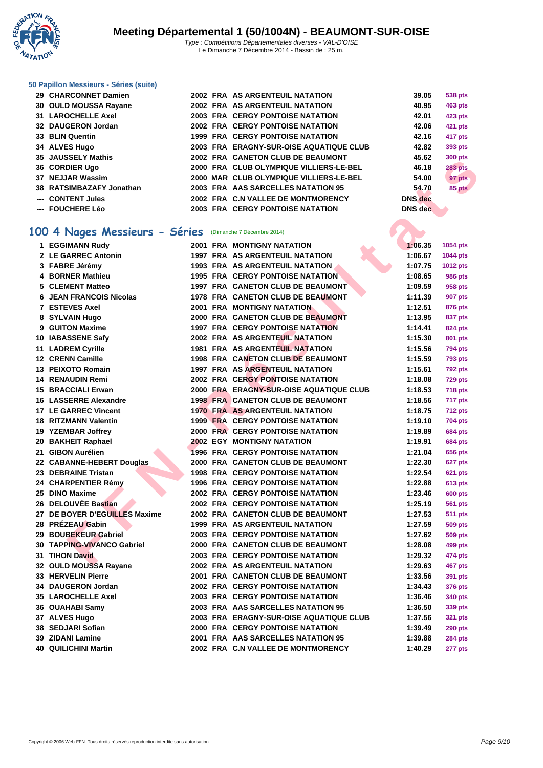# Meeting Départemental 1 (50/1004N) - BEAUMONT-SUR-OISE

*Type : Compétitions Départementales diverses - VAL-D'OISE*
Le Dimanche 7 Décembre 2014 - Bassin de : 25 m.

### 50 Papillon Messieurs - Séries (suite)

| | | | | | | |
|---|---|---|---|---|---|---|
| 29 | CHARCONNET Damien | 2002 | FRA | AS ARGENTEUIL NATATION | 39.05 | 538 pts |
| 30 | OULD MOUSSA Rayane | 2002 | FRA | AS ARGENTEUIL NATATION | 40.95 | 463 pts |
| 31 | LAROCHELLE Axel | 2003 | FRA | CERGY PONTOISE NATATION | 42.01 | 423 pts |
| 32 | DAUGERON Jordan | 2002 | FRA | CERGY PONTOISE NATATION | 42.06 | 421 pts |
| 33 | BLIN Quentin | 1999 | FRA | CERGY PONTOISE NATATION | 42.16 | 417 pts |
| 34 | ALVES Hugo | 2003 | FRA | ERAGNY-SUR-OISE AQUATIQUE CLUB | 42.82 | 393 pts |
| 35 | JAUSSELY Mathis | 2002 | FRA | CANETON CLUB DE BEAUMONT | 45.62 | 300 pts |
| 36 | CORDIER Ugo | 2000 | FRA | CLUB OLYMPIQUE VILLIERS-LE-BEL | 46.18 | 283 pts |
| 37 | NEJJAR Wassim | 2000 | MAR | CLUB OLYMPIQUE VILLIERS-LE-BEL | 54.00 | 97 pts |
| 38 | RATSIMBAZAFY Jonathan | 2003 | FRA | AAS SARCELLES NATATION 95 | 54.70 | 85 pts |
| --- | CONTENT Jules | 2002 | FRA | C.N VALLEE DE MONTMORENCY | DNS dec | |
| --- | FOUCHERE Léo | 2003 | FRA | CERGY PONTOISE NATATION | DNS dec | |

## 100 4 Nages Messieurs - Séries (Dimanche 7 Décembre 2014)

| | | | | | | |
|---|---|---|---|---|---|---|
| 1 | EGGIMANN Rudy | 2001 | FRA | MONTIGNY NATATION | 1:06.35 | 1054 pts |
| 2 | LE GARREC Antonin | 1997 | FRA | AS ARGENTEUIL NATATION | 1:06.67 | 1044 pts |
| 3 | FABRE Jérémy | 1993 | FRA | AS ARGENTEUIL NATATION | 1:07.75 | 1012 pts |
| 4 | BORNER Mathieu | 1995 | FRA | CERGY PONTOISE NATATION | 1:08.65 | 986 pts |
| 5 | CLEMENT Matteo | 1997 | FRA | CANETON CLUB DE BEAUMONT | 1:09.59 | 958 pts |
| 6 | JEAN FRANCOIS Nicolas | 1978 | FRA | CANETON CLUB DE BEAUMONT | 1:11.39 | 907 pts |
| 7 | ESTEVES Axel | 2001 | FRA | MONTIGNY NATATION | 1:12.51 | 876 pts |
| 8 | SYLVAIN Hugo | 2000 | FRA | CANETON CLUB DE BEAUMONT | 1:13.95 | 837 pts |
| 9 | GUITON Maxime | 1997 | FRA | CERGY PONTOISE NATATION | 1:14.41 | 824 pts |
| 10 | IABASSENE Safy | 2002 | FRA | AS ARGENTEUIL NATATION | 1:15.30 | 801 pts |
| 11 | LADREM Cyrille | 1981 | FRA | AS ARGENTEUIL NATATION | 1:15.56 | 794 pts |
| 12 | CRENN Camille | 1998 | FRA | CANETON CLUB DE BEAUMONT | 1:15.59 | 793 pts |
| 13 | PEIXOTO Romain | 1997 | FRA | AS ARGENTEUIL NATATION | 1:15.61 | 792 pts |
| 14 | RENAUDIN Remi | 2002 | FRA | CERGY PONTOISE NATATION | 1:18.08 | 729 pts |
| 15 | BRACCIALI Erwan | 2000 | FRA | ERAGNY-SUR-OISE AQUATIQUE CLUB | 1:18.53 | 718 pts |
| 16 | LASSERRE Alexandre | 1998 | FRA | CANETON CLUB DE BEAUMONT | 1:18.56 | 717 pts |
| 17 | LE GARREC Vincent | 1970 | FRA | AS ARGENTEUIL NATATION | 1:18.75 | 712 pts |
| 18 | RITZMANN Valentin | 1999 | FRA | CERGY PONTOISE NATATION | 1:19.10 | 704 pts |
| 19 | YZEMBAR Joffrey | 2000 | FRA | CERGY PONTOISE NATATION | 1:19.89 | 684 pts |
| 20 | BAKHEIT Raphael | 2002 | EGY | MONTIGNY NATATION | 1:19.91 | 684 pts |
| 21 | GIBON Aurélien | 1996 | FRA | CERGY PONTOISE NATATION | 1:21.04 | 656 pts |
| 22 | CABANNE-HEBERT Douglas | 2000 | FRA | CANETON CLUB DE BEAUMONT | 1:22.30 | 627 pts |
| 23 | DEBRAINE Tristan | 1998 | FRA | CERGY PONTOISE NATATION | 1:22.54 | 621 pts |
| 24 | CHARPENTIER Rémy | 1996 | FRA | CERGY PONTOISE NATATION | 1:22.88 | 613 pts |
| 25 | DINO Maxime | 2002 | FRA | CERGY PONTOISE NATATION | 1:23.46 | 600 pts |
| 26 | DELOUVÉE Bastian | 2002 | FRA | CERGY PONTOISE NATATION | 1:25.19 | 561 pts |
| 27 | DE BOYER D'EGUILLES Maxime | 2002 | FRA | CANETON CLUB DE BEAUMONT | 1:27.53 | 511 pts |
| 28 | PRÉZEAU Gabin | 1999 | FRA | AS ARGENTEUIL NATATION | 1:27.59 | 509 pts |
| 29 | BOUBEKEUR Gabriel | 2003 | FRA | CERGY PONTOISE NATATION | 1:27.62 | 509 pts |
| 30 | TAPPING-VIVANCO Gabriel | 2000 | FRA | CANETON CLUB DE BEAUMONT | 1:28.08 | 499 pts |
| 31 | TIHON David | 2003 | FRA | CERGY PONTOISE NATATION | 1:29.32 | 474 pts |
| 32 | OULD MOUSSA Rayane | 2002 | FRA | AS ARGENTEUIL NATATION | 1:29.63 | 467 pts |
| 33 | HERVELIN Pierre | 2001 | FRA | CANETON CLUB DE BEAUMONT | 1:33.56 | 391 pts |
| 34 | DAUGERON Jordan | 2002 | FRA | CERGY PONTOISE NATATION | 1:34.43 | 376 pts |
| 35 | LAROCHELLE Axel | 2003 | FRA | CERGY PONTOISE NATATION | 1:36.46 | 340 pts |
| 36 | OUAHABI Samy | 2003 | FRA | AAS SARCELLES NATATION 95 | 1:36.50 | 339 pts |
| 37 | ALVES Hugo | 2003 | FRA | ERAGNY-SUR-OISE AQUATIQUE CLUB | 1:37.56 | 321 pts |
| 38 | SEDJARI Sofian | 2000 | FRA | CERGY PONTOISE NATATION | 1:39.49 | 290 pts |
| 39 | ZIDANI Lamine | 2001 | FRA | AAS SARCELLES NATATION 95 | 1:39.88 | 284 pts |
| 40 | QUILICHINI Martin | 2002 | FRA | C.N VALLEE DE MONTMORENCY | 1:40.29 | 277 pts |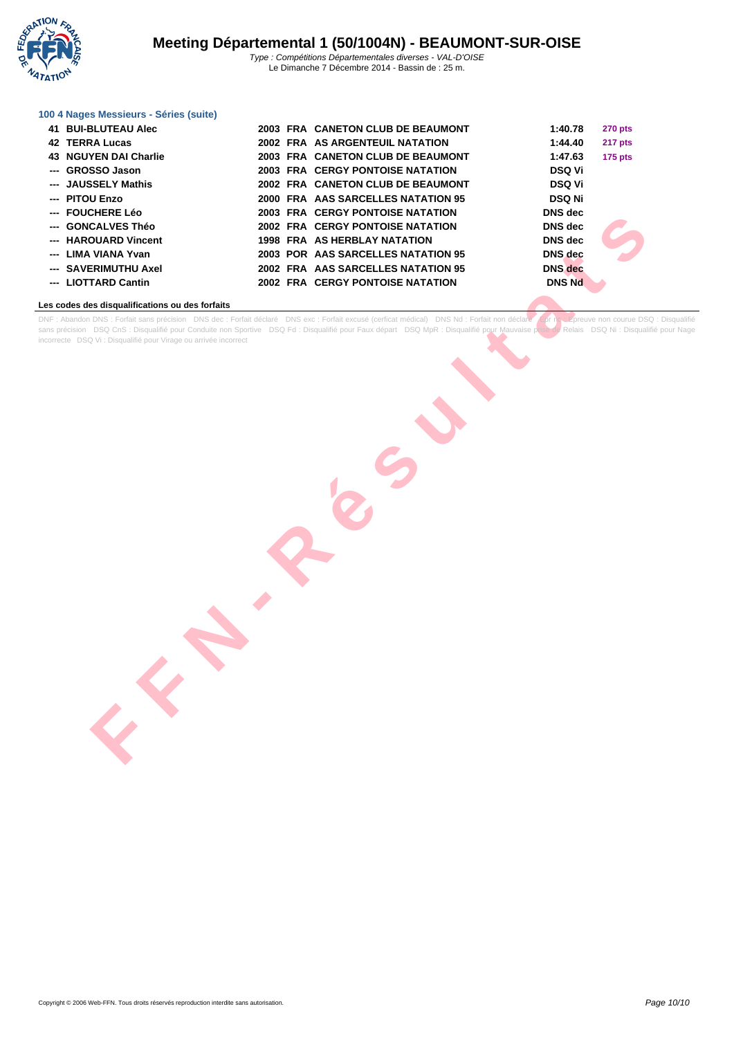# Meeting Départemental 1 (50/1004N) - BEAUMONT-SUR-OISE

*Type : Compétitions Départementales diverses - VAL-D'OISE*
Le Dimanche 7 Décembre 2014 - Bassin de : 25 m.

### 100 4 Nages Messieurs - Séries (suite)

| | | | | | | |
|---|---|---|---|---|---|---|
| 41 | BUI-BLUTEAU Alec | 2003 | FRA | CANETON CLUB DE BEAUMONT | 1:40.78 | 270 pts |
| 42 | TERRA Lucas | 2002 | FRA | AS ARGENTEUIL NATATION | 1:44.40 | 217 pts |
| 43 | NGUYEN DAI Charlie | 2003 | FRA | CANETON CLUB DE BEAUMONT | 1:47.63 | 175 pts |
| --- | GROSSO Jason | 2003 | FRA | CERGY PONTOISE NATATION | DSQ Vi | |
| --- | JAUSSELY Mathis | 2002 | FRA | CANETON CLUB DE BEAUMONT | DSQ Vi | |
| --- | PITOU Enzo | 2000 | FRA | AAS SARCELLES NATATION 95 | DSQ Ni | |
| --- | FOUCHERE Léo | 2003 | FRA | CERGY PONTOISE NATATION | DNS dec | |
| --- | GONCALVES Théo | 2002 | FRA | CERGY PONTOISE NATATION | DNS dec | |
| --- | HAROUARD Vincent | 1998 | FRA | AS HERBLAY NATATION | DNS dec | |
| --- | LIMA VIANA Yvan | 2003 | POR | AAS SARCELLES NATATION 95 | DNS dec | |
| --- | SAVERIMUTHU Axel | 2002 | FRA | AAS SARCELLES NATATION 95 | DNS dec | |
| --- | LIOTTARD Cantin | 2002 | FRA | CERGY PONTOISE NATATION | DNS Nd | |

**Les codes des disqualifications ou des forfaits**

DNF : Abandon DNS : Forfait sans précision DNS dec : Forfait déclaré DNS exc : Forfait excusé (cerficat médical) DNS Nd : Forfait non déclaré Dor nc : Epreuve non courue DSQ : Disqualifié sans précision DSQ CnS : Disqualifié pour Conduite non Sportive DSQ Fd : Disqualifié pour Faux départ DSQ MpR : Disqualifié pour Mauvaise prise de Relais DSQ Ni : Disqualifié pour Nage incorrecte DSQ Vi : Disqualifié pour Virage ou arrivée incorrect